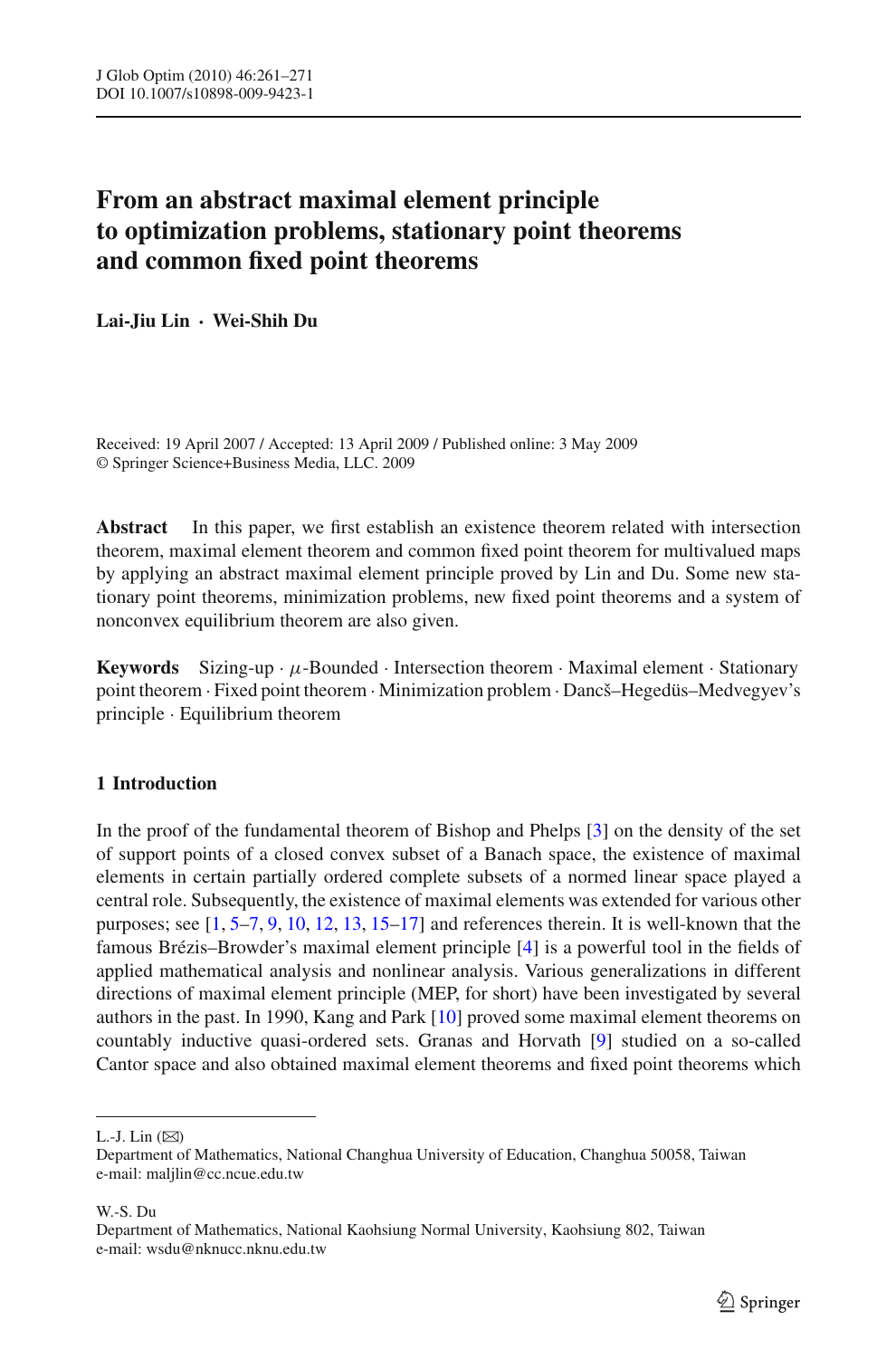# From an abstract maximal element principle to optimization problems, stationary point theorems and common fixed point theorems

**Lai-Jiu Lin · Wei-Shih Du**

Received: 19 April 2007 / Accepted: 13 April 2009 / Published online: 3 May 2009
© Springer Science+Business Media, LLC. 2009

**Abstract** In this paper, we first establish an existence theorem related with intersection theorem, maximal element theorem and common fixed point theorem for multivalued maps by applying an abstract maximal element principle proved by Lin and Du. Some new stationary point theorems, minimization problems, new fixed point theorems and a system of nonconvex equilibrium theorem are also given.

**Keywords** Sizing-up · $\mu$-Bounded · Intersection theorem · Maximal element · Stationary point theorem · Fixed point theorem · Minimization problem · Dancš–Hegedüs–Medvegyev's principle · Equilibrium theorem

## 1 Introduction

In the proof of the fundamental theorem of Bishop and Phelps [3] on the density of the set of support points of a closed convex subset of a Banach space, the existence of maximal elements in certain partially ordered complete subsets of a normed linear space played a central role. Subsequently, the existence of maximal elements was extended for various other purposes; see [1, 5–7, 9, 10, 12, 13, 15–17] and references therein. It is well-known that the famous Brézis–Browder's maximal element principle [4] is a powerful tool in the fields of applied mathematical analysis and nonlinear analysis. Various generalizations in different directions of maximal element principle (MEP, for short) have been investigated by several authors in the past. In 1990, Kang and Park [10] proved some maximal element theorems on countably inductive quasi-ordered sets. Granas and Horvath [9] studied on a so-called Cantor space and also obtained maximal element theorems and fixed point theorems which

L.-J. Lin (✉)
Department of Mathematics, National Changhua University of Education, Changhua 50058, Taiwan
e-mail: maljlin@cc.ncue.edu.tw

W.-S. Du
Department of Mathematics, National Kaohsiung Normal University, Kaohsiung 802, Taiwan
e-mail: wsdu@nknucc.nknu.edu.tw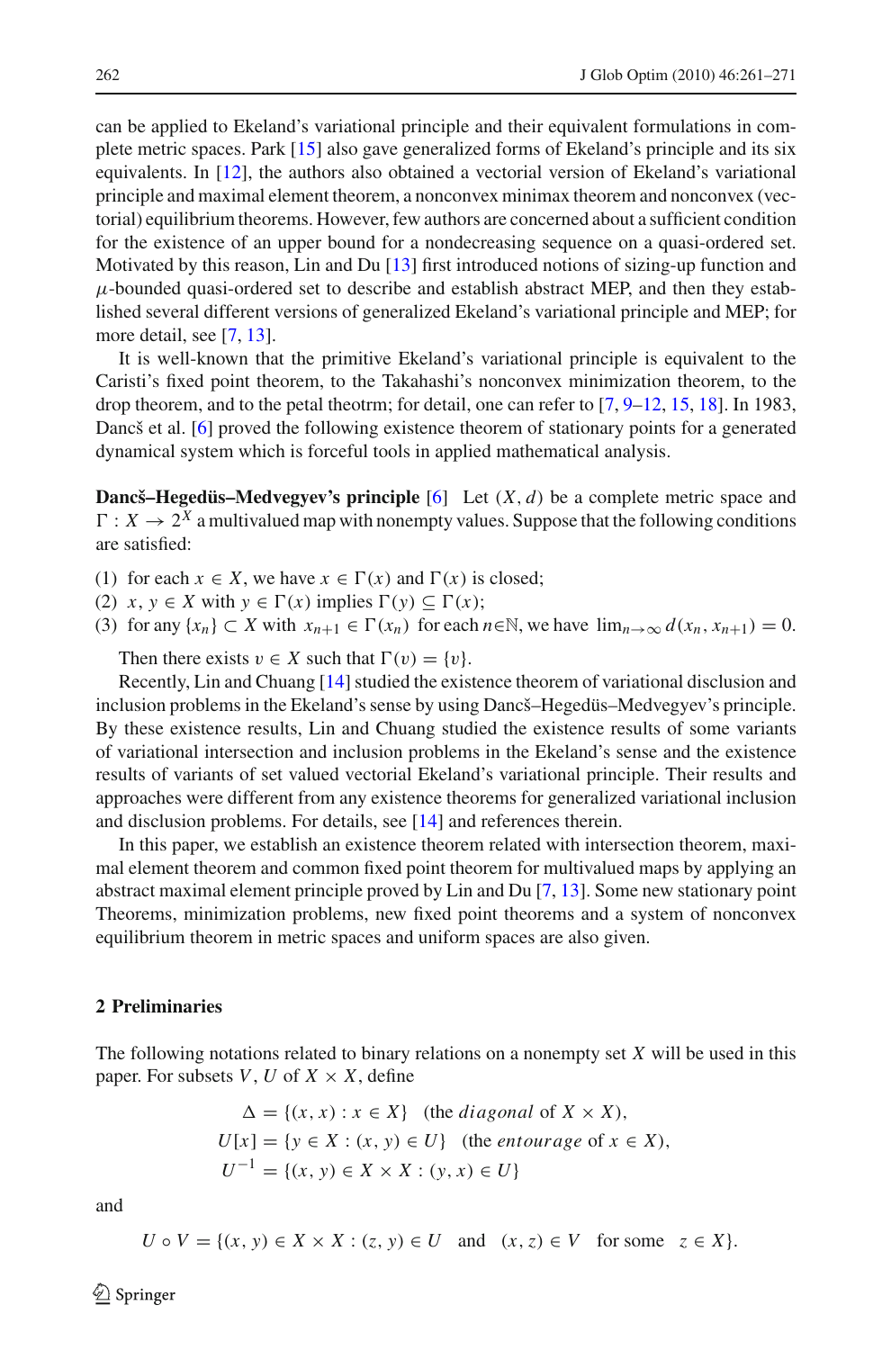can be applied to Ekeland's variational principle and their equivalent formulations in complete metric spaces. Park [15] also gave generalized forms of Ekeland's principle and its six equivalents. In [12], the authors also obtained a vectorial version of Ekeland's variational principle and maximal element theorem, a nonconvex minimax theorem and nonconvex (vectorial) equilibrium theorems. However, few authors are concerned about a sufficient condition for the existence of an upper bound for a nondecreasing sequence on a quasi-ordered set. Motivated by this reason, Lin and Du [13] first introduced notions of sizing-up function and $\mu$-bounded quasi-ordered set to describe and establish abstract MEP, and then they established several different versions of generalized Ekeland's variational principle and MEP; for more detail, see [7, 13].

It is well-known that the primitive Ekeland's variational principle is equivalent to the Caristi's fixed point theorem, to the Takahashi's nonconvex minimization theorem, to the drop theorem, and to the petal theotrm; for detail, one can refer to [7, 9–12, 15, 18]. In 1983, Dancš et al. [6] proved the following existence theorem of stationary points for a generated dynamical system which is forceful tools in applied mathematical analysis.

**Dancš–Hegedüs–Medvegyev's principle** [6] Let $(X, d)$ be a complete metric space and $\Gamma : X \to 2^X$ a multivalued map with nonempty values. Suppose that the following conditions are satisfied:

(1) for each $x \in X$, we have $x \in \Gamma(x)$ and $\Gamma(x)$ is closed;
(2) $x, y \in X$ with $y \in \Gamma(x)$ implies $\Gamma(y) \subseteq \Gamma(x)$;
(3) for any $\{x_n\} \subset X$ with $x_{n+1} \in \Gamma(x_n)$ for each $n \in \mathbb{N}$, we have $\lim_{n\to\infty} d(x_n, x_{n+1}) = 0$.

Then there exists $v \in X$ such that $\Gamma(v) = \{v\}$.

Recently, Lin and Chuang [14] studied the existence theorem of variational disclusion and inclusion problems in the Ekeland's sense by using Dancš–Hegedüs–Medvegyev's principle. By these existence results, Lin and Chuang studied the existence results of some variants of variational intersection and inclusion problems in the Ekeland's sense and the existence results of variants of set valued vectorial Ekeland's variational principle. Their results and approaches were different from any existence theorems for generalized variational inclusion and disclusion problems. For details, see [14] and references therein.

In this paper, we establish an existence theorem related with intersection theorem, maximal element theorem and common fixed point theorem for multivalued maps by applying an abstract maximal element principle proved by Lin and Du [7, 13]. Some new stationary point Theorems, minimization problems, new fixed point theorems and a system of nonconvex equilibrium theorem in metric spaces and uniform spaces are also given.

## 2 Preliminaries

The following notations related to binary relations on a nonempty set $X$ will be used in this paper. For subsets $V, U$ of $X \times X$, define

$$\Delta = \{(x, x) : x \in X\} \quad \text{(the } \textit{diagonal} \text{ of } X \times X\text{)},$$
$$U[x] = \{y \in X : (x, y) \in U\} \quad \text{(the } \textit{entourage} \text{ of } x \in X\text{)},$$
$$U^{-1} = \{(x, y) \in X \times X : (y, x) \in U\}$$

and

$$U \circ V = \{(x, y) \in X \times X : (z, y) \in U \quad \text{and} \quad (x, z) \in V \quad \text{for some} \quad z \in X\}.$$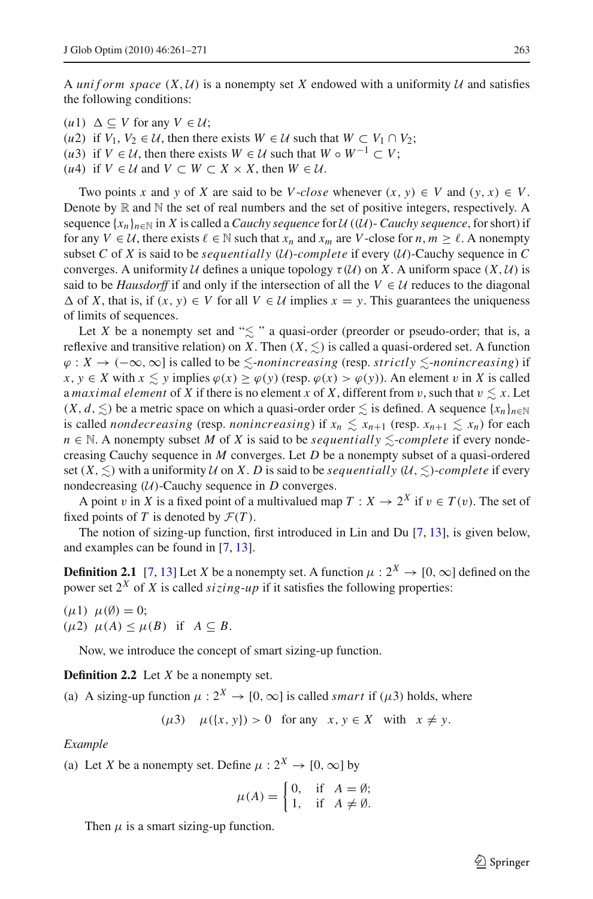A *uniform space* $(X, \mathcal{U})$ is a nonempty set $X$ endowed with a uniformity $\mathcal{U}$ and satisfies the following conditions:

$(u1)$ $\Delta \subseteq V$ for any $V \in \mathcal{U}$;
$(u2)$ if $V_1, V_2 \in \mathcal{U}$, then there exists $W \in \mathcal{U}$ such that $W \subset V_1 \cap V_2$;
$(u3)$ if $V \in \mathcal{U}$, then there exists $W \in \mathcal{U}$ such that $W \circ W^{-1} \subset V$;
$(u4)$ if $V \in \mathcal{U}$ and $V \subset W \subset X \times X$, then $W \in \mathcal{U}$.

Two points $x$ and $y$ of $X$ are said to be $V$-*close* whenever $(x, y) \in V$ and $(y, x) \in V$. Denote by $\mathbb{R}$ and $\mathbb{N}$ the set of real numbers and the set of positive integers, respectively. A sequence $\{x_n\}_{n\in\mathbb{N}}$ in $X$ is called a *Cauchy sequence* for $\mathcal{U}$ (($\mathcal{U}$)- *Cauchy sequence*, for short) if for any $V \in \mathcal{U}$, there exists $\ell \in \mathbb{N}$ such that $x_n$ and $x_m$ are $V$-close for $n, m \geq \ell$. A nonempty subset $C$ of $X$ is said to be *sequentially* ($\mathcal{U}$)-*complete* if every ($\mathcal{U}$)-Cauchy sequence in $C$ converges. A uniformity $\mathcal{U}$ defines a unique topology $\tau(\mathcal{U})$ on $X$. A uniform space $(X, \mathcal{U})$ is said to be *Hausdorff* if and only if the intersection of all the $V \in \mathcal{U}$ reduces to the diagonal $\Delta$ of $X$, that is, if $(x, y) \in V$ for all $V \in \mathcal{U}$ implies $x = y$. This guarantees the uniqueness of limits of sequences.

Let $X$ be a nonempty set and "$\lesssim$" a quasi-order (preorder or pseudo-order; that is, a reflexive and transitive relation) on $X$. Then $(X, \lesssim)$ is called a quasi-ordered set. A function $\varphi : X \to (-\infty, \infty]$ is called to be $\lesssim$-*nonincreasing* (resp. *strictly* $\lesssim$-*nonincreasing*) if $x, y \in X$ with $x \lesssim y$ implies $\varphi(x) \geq \varphi(y)$ (resp. $\varphi(x) > \varphi(y)$). An element $v$ in $X$ is called a *maximal element* of $X$ if there is no element $x$ of $X$, different from $v$, such that $v \lesssim x$. Let $(X, d, \lesssim)$ be a metric space on which a quasi-order $\lesssim$ is defined. A sequence $\{x_n\}_{n\in\mathbb{N}}$ is called *nondecreasing* (resp. *nonincreasing*) if $x_n \lesssim x_{n+1}$ (resp. $x_{n+1} \lesssim x_n$) for each $n \in \mathbb{N}$. A nonempty subset $M$ of $X$ is said to be *sequentially* $\lesssim$-*complete* if every nondecreasing Cauchy sequence in $M$ converges. Let $D$ be a nonempty subset of a quasi-ordered set $(X, \lesssim)$ with a uniformity $\mathcal{U}$ on $X$. $D$ is said to be *sequentially* $(\mathcal{U}, \lesssim)$-*complete* if every nondecreasing ($\mathcal{U}$)-Cauchy sequence in $D$ converges.

A point $v$ in $X$ is a fixed point of a multivalued map $T : X \to 2^X$ if $v \in T(v)$. The set of fixed points of $T$ is denoted by $\mathcal{F}(T)$.

The notion of sizing-up function, first introduced in Lin and Du [7, 13], is given below, and examples can be found in [7, 13].

**Definition 2.1** [7, 13] Let $X$ be a nonempty set. A function $\mu : 2^X \to [0, \infty]$ defined on the power set $2^X$ of $X$ is called *sizing-up* if it satisfies the following properties:

$(\mu1)$ $\mu(\emptyset) = 0$;
$(\mu2)$ $\mu(A) \leq \mu(B)$ if $A \subseteq B$.

Now, we introduce the concept of smart sizing-up function.

**Definition 2.2** Let $X$ be a nonempty set.

(a) A sizing-up function $\mu : 2^X \to [0, \infty]$ is called *smart* if $(\mu3)$ holds, where

$$(\mu3) \quad \mu(\{x, y\}) > 0 \quad \text{for any} \quad x, y \in X \quad \text{with} \quad x \neq y.$$

*Example*

(a) Let $X$ be a nonempty set. Define $\mu : 2^X \to [0, \infty]$ by

$$\mu(A) = \begin{cases} 0, & \text{if} \quad A = \emptyset; \\ 1, & \text{if} \quad A \neq \emptyset. \end{cases}$$

Then $\mu$ is a smart sizing-up function.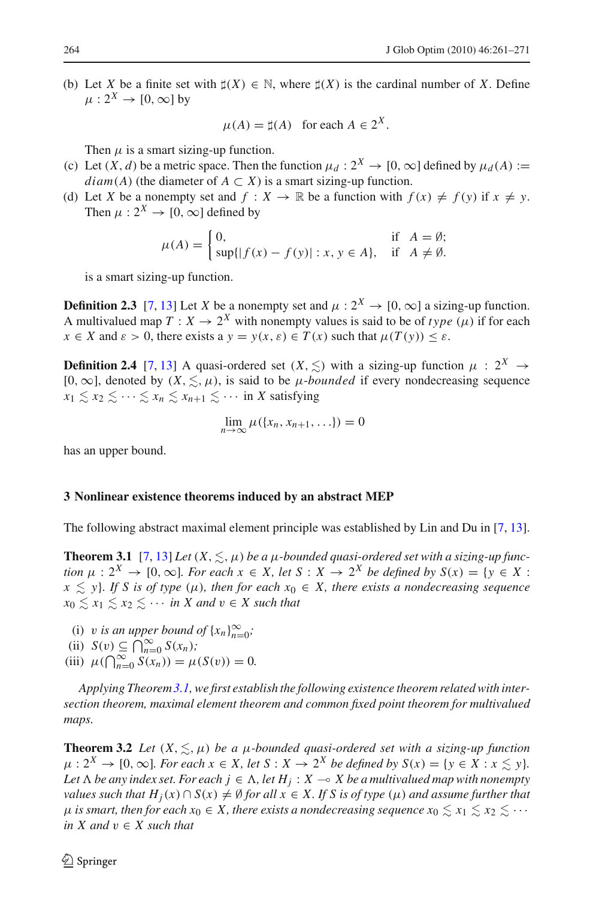(b) Let $X$ be a finite set with $\sharp(X) \in \mathbb{N}$, where $\sharp(X)$ is the cardinal number of $X$. Define $\mu : 2^X \to [0, \infty]$ by

$$\mu(A) = \sharp(A) \quad \text{for each } A \in 2^X.$$

Then $\mu$ is a smart sizing-up function.

(c) Let $(X, d)$ be a metric space. Then the function $\mu_d : 2^X \to [0, \infty]$ defined by $\mu_d(A) := diam(A)$ (the diameter of $A \subset X$) is a smart sizing-up function.

(d) Let $X$ be a nonempty set and $f : X \to \mathbb{R}$ be a function with $f(x) \neq f(y)$ if $x \neq y$. Then $\mu : 2^X \to [0, \infty]$ defined by

$$\mu(A) = \begin{cases} 0, & \text{if } \quad A = \emptyset; \\ \sup\{|f(x) - f(y)| : x, y \in A\}, & \text{if } \quad A \neq \emptyset. \end{cases}$$

is a smart sizing-up function.

**Definition 2.3** [7, 13] Let $X$ be a nonempty set and $\mu : 2^X \to [0, \infty]$ a sizing-up function. A multivalued map $T : X \to 2^X$ with nonempty values is said to be of *type* $(\mu)$ if for each $x \in X$ and $\varepsilon > 0$, there exists a $y = y(x, \varepsilon) \in T(x)$ such that $\mu(T(y)) \leq \varepsilon$.

**Definition 2.4** [7, 13] A quasi-ordered set $(X, \lesssim)$ with a sizing-up function $\mu : 2^X \to [0, \infty]$, denoted by $(X, \lesssim, \mu)$, is said to be $\mu$*-bounded* if every nondecreasing sequence $x_1 \lesssim x_2 \lesssim \cdots \lesssim x_n \lesssim x_{n+1} \lesssim \cdots$ in $X$ satisfying

$$\lim_{n \to \infty} \mu(\{x_n, x_{n+1}, \ldots\}) = 0$$

has an upper bound.

## 3 Nonlinear existence theorems induced by an abstract MEP

The following abstract maximal element principle was established by Lin and Du in [7, 13].

**Theorem 3.1** [7, 13] *Let $(X, \lesssim, \mu)$ be a $\mu$-bounded quasi-ordered set with a sizing-up function $\mu : 2^X \to [0, \infty]$. For each $x \in X$, let $S : X \to 2^X$ be defined by $S(x) = \{y \in X : x \lesssim y\}$. If $S$ is of type $(\mu)$, then for each $x_0 \in X$, there exists a nondecreasing sequence $x_0 \lesssim x_1 \lesssim x_2 \lesssim \cdots$ in $X$ and $v \in X$ such that*

(i) *$v$ is an upper bound of $\{x_n\}_{n=0}^{\infty}$;*
(ii) *$S(v) \subseteq \bigcap_{n=0}^{\infty} S(x_n)$;*
(iii) *$\mu(\bigcap_{n=0}^{\infty} S(x_n)) = \mu(S(v)) = 0$.*

*Applying Theorem 3.1, we first establish the following existence theorem related with intersection theorem, maximal element theorem and common fixed point theorem for multivalued maps.*

**Theorem 3.2** *Let $(X, \lesssim, \mu)$ be a $\mu$-bounded quasi-ordered set with a sizing-up function $\mu : 2^X \to [0, \infty]$. For each $x \in X$, let $S : X \to 2^X$ be defined by $S(x) = \{y \in X : x \lesssim y\}$. Let $\Lambda$ be any index set. For each $j \in \Lambda$, let $H_j : X \multimap X$ be a multivalued map with nonempty values such that $H_j(x) \cap S(x) \neq \emptyset$ for all $x \in X$. If $S$ is of type $(\mu)$ and assume further that $\mu$ is smart, then for each $x_0 \in X$, there exists a nondecreasing sequence $x_0 \lesssim x_1 \lesssim x_2 \lesssim \cdots$ in $X$ and $v \in X$ such that*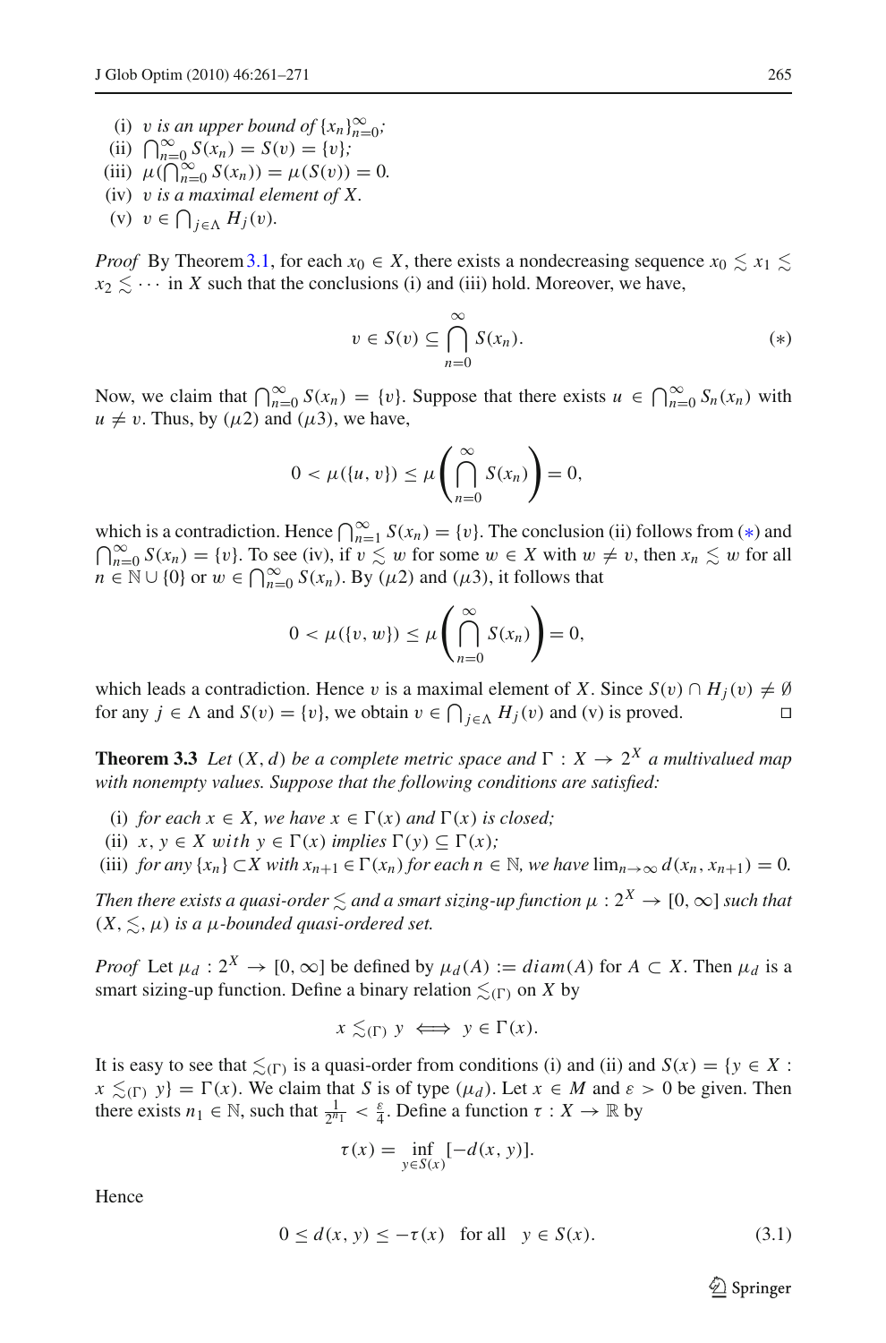(i) *$v$ is an upper bound of $\{x_n\}_{n=0}^{\infty}$;*
(ii) $\bigcap_{n=0}^{\infty} S(x_n) = S(v) = \{v\}$*;*
(iii) $\mu(\bigcap_{n=0}^{\infty} S(x_n)) = \mu(S(v)) = 0$.
(iv) *$v$ is a maximal element of $X$.*
(v) $v \in \bigcap_{j \in \Lambda} H_j(v)$.

*Proof* By Theorem 3.1, for each $x_0 \in X$, there exists a nondecreasing sequence $x_0 \lesssim x_1 \lesssim x_2 \lesssim \cdots$ in $X$ such that the conclusions (i) and (iii) hold. Moreover, we have,

$$v \in S(v) \subseteq \bigcap_{n=0}^{\infty} S(x_n). \tag{$*$}$$

Now, we claim that $\bigcap_{n=0}^{\infty} S(x_n) = \{v\}$. Suppose that there exists $u \in \bigcap_{n=0}^{\infty} S_n(x_n)$ with $u \neq v$. Thus, by ($\mu 2$) and ($\mu 3$), we have,

$$0 < \mu(\{u, v\}) \leq \mu\left(\bigcap_{n=0}^{\infty} S(x_n)\right) = 0,$$

which is a contradiction. Hence $\bigcap_{n=1}^{\infty} S(x_n) = \{v\}$. The conclusion (ii) follows from ($*$) and $\bigcap_{n=0}^{\infty} S(x_n) = \{v\}$. To see (iv), if $v \lesssim w$ for some $w \in X$ with $w \neq v$, then $x_n \lesssim w$ for all $n \in \mathbb{N} \cup \{0\}$ or $w \in \bigcap_{n=0}^{\infty} S(x_n)$. By ($\mu 2$) and ($\mu 3$), it follows that

$$0 < \mu(\{v, w\}) \leq \mu\left(\bigcap_{n=0}^{\infty} S(x_n)\right) = 0,$$

which leads a contradiction. Hence $v$ is a maximal element of $X$. Since $S(v) \cap H_j(v) \neq \emptyset$ for any $j \in \Lambda$ and $S(v) = \{v\}$, we obtain $v \in \bigcap_{j \in \Lambda} H_j(v)$ and (v) is proved. $\square$

**Theorem 3.3** *Let $(X, d)$ be a complete metric space and $\Gamma : X \to 2^X$ a multivalued map with nonempty values. Suppose that the following conditions are satisfied:*

(i) *for each $x \in X$, we have $x \in \Gamma(x)$ and $\Gamma(x)$ is closed;*
(ii) *$x, y \in X$ with $y \in \Gamma(x)$ implies $\Gamma(y) \subseteq \Gamma(x)$;*
(iii) *for any $\{x_n\} \subset X$ with $x_{n+1} \in \Gamma(x_n)$ for each $n \in \mathbb{N}$, we have $\lim_{n\to\infty} d(x_n, x_{n+1}) = 0$.*

*Then there exists a quasi-order $\lesssim$ and a smart sizing-up function $\mu : 2^X \to [0, \infty]$ such that $(X, \lesssim, \mu)$ is a $\mu$-bounded quasi-ordered set.*

*Proof* Let $\mu_d : 2^X \to [0, \infty]$ be defined by $\mu_d(A) := diam(A)$ for $A \subset X$. Then $\mu_d$ is a smart sizing-up function. Define a binary relation $\lesssim_{(\Gamma)}$ on $X$ by

$$x \lesssim_{(\Gamma)} y \iff y \in \Gamma(x).$$

It is easy to see that $\lesssim_{(\Gamma)}$ is a quasi-order from conditions (i) and (ii) and $S(x) = \{y \in X : x \lesssim_{(\Gamma)} y\} = \Gamma(x)$. We claim that $S$ is of type ($\mu_d$). Let $x \in M$ and $\varepsilon > 0$ be given. Then there exists $n_1 \in \mathbb{N}$, such that $\frac{1}{2^{n_1}} < \frac{\varepsilon}{4}$. Define a function $\tau : X \to \mathbb{R}$ by

$$\tau(x) = \inf_{y \in S(x)} [-d(x, y)].$$

Hence

$$0 \leq d(x, y) \leq -\tau(x) \quad \text{for all} \quad y \in S(x). \tag{3.1}$$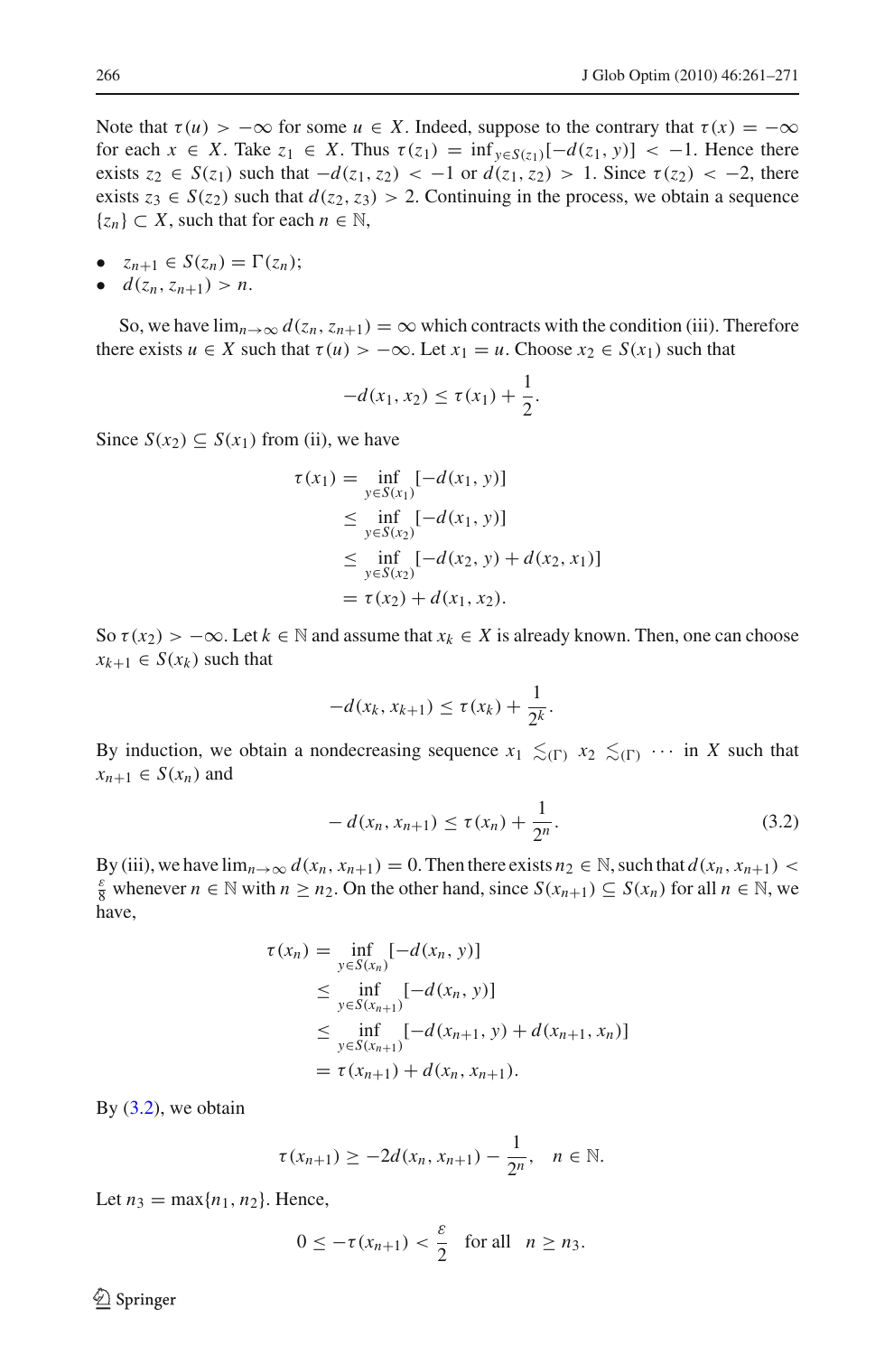Note that $\tau(u) > -\infty$ for some $u \in X$. Indeed, suppose to the contrary that $\tau(x) = -\infty$ for each $x \in X$. Take $z_1 \in X$. Thus $\tau(z_1) = \inf_{y \in S(z_1)}[-d(z_1, y)] < -1$. Hence there exists $z_2 \in S(z_1)$ such that $-d(z_1, z_2) < -1$ or $d(z_1, z_2) > 1$. Since $\tau(z_2) < -2$, there exists $z_3 \in S(z_2)$ such that $d(z_2, z_3) > 2$. Continuing in the process, we obtain a sequence $\{z_n\} \subset X$, such that for each $n \in \mathbb{N}$,

- $z_{n+1} \in S(z_n) = \Gamma(z_n)$;
- $d(z_n, z_{n+1}) > n$.

So, we have $\lim_{n\to\infty} d(z_n, z_{n+1}) = \infty$ which contracts with the condition (iii). Therefore there exists $u \in X$ such that $\tau(u) > -\infty$. Let $x_1 = u$. Choose $x_2 \in S(x_1)$ such that

$$-d(x_1, x_2) \leq \tau(x_1) + \frac{1}{2}.$$

Since $S(x_2) \subseteq S(x_1)$ from (ii), we have

$$\begin{aligned}
\tau(x_1) &= \inf_{y \in S(x_1)}[-d(x_1, y)] \\
&\leq \inf_{y \in S(x_2)}[-d(x_1, y)] \\
&\leq \inf_{y \in S(x_2)}[-d(x_2, y) + d(x_2, x_1)] \\
&= \tau(x_2) + d(x_1, x_2).
\end{aligned}$$

So $\tau(x_2) > -\infty$. Let $k \in \mathbb{N}$ and assume that $x_k \in X$ is already known. Then, one can choose $x_{k+1} \in S(x_k)$ such that

$$-d(x_k, x_{k+1}) \leq \tau(x_k) + \frac{1}{2^k}.$$

By induction, we obtain a nondecreasing sequence $x_1 \lesssim_{(\Gamma)} x_2 \lesssim_{(\Gamma)} \cdots$ in $X$ such that $x_{n+1} \in S(x_n)$ and

$$-d(x_n, x_{n+1}) \leq \tau(x_n) + \frac{1}{2^n}. \tag{3.2}$$

By (iii), we have $\lim_{n\to\infty} d(x_n, x_{n+1}) = 0$. Then there exists $n_2 \in \mathbb{N}$, such that $d(x_n, x_{n+1}) < \frac{\varepsilon}{8}$ whenever $n \in \mathbb{N}$ with $n \geq n_2$. On the other hand, since $S(x_{n+1}) \subseteq S(x_n)$ for all $n \in \mathbb{N}$, we have,

$$\begin{aligned}
\tau(x_n) &= \inf_{y \in S(x_n)}[-d(x_n, y)] \\
&\leq \inf_{y \in S(x_{n+1})}[-d(x_n, y)] \\
&\leq \inf_{y \in S(x_{n+1})}[-d(x_{n+1}, y) + d(x_{n+1}, x_n)] \\
&= \tau(x_{n+1}) + d(x_n, x_{n+1}).
\end{aligned}$$

By (3.2), we obtain

$$\tau(x_{n+1}) \geq -2d(x_n, x_{n+1}) - \frac{1}{2^n}, \quad n \in \mathbb{N}.$$

Let $n_3 = \max\{n_1, n_2\}$. Hence,

$$0 \leq -\tau(x_{n+1}) < \frac{\varepsilon}{2} \quad \text{for all} \quad n \geq n_3.$$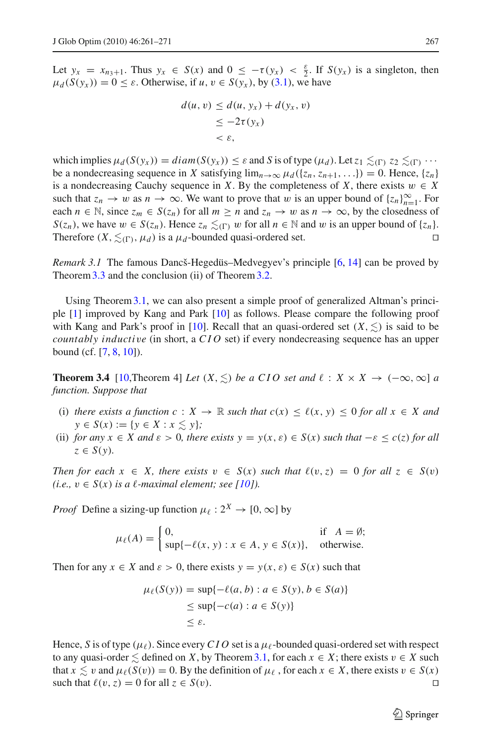Let $y_x = x_{n_3+1}$. Thus $y_x \in S(x)$ and $0 \leq -\tau(y_x) < \frac{\varepsilon}{2}$. If $S(y_x)$ is a singleton, then $\mu_d(S(y_x)) = 0 \leq \varepsilon$. Otherwise, if $u, v \in S(y_x)$, by (3.1), we have

$$\begin{aligned} d(u, v) &\leq d(u, y_x) + d(y_x, v) \\ &\leq -2\tau(y_x) \\ &< \varepsilon, \end{aligned}$$

which implies $\mu_d(S(y_x)) = diam(S(y_x)) \leq \varepsilon$ and $S$ is of type $(\mu_d)$. Let $z_1 \lesssim_{(\Gamma)} z_2 \lesssim_{(\Gamma)} \cdots$ be a nondecreasing sequence in $X$ satisfying $\lim_{n\to\infty} \mu_d(\{z_n, z_{n+1}, \ldots\}) = 0$. Hence, $\{z_n\}$ is a nondecreasing Cauchy sequence in $X$. By the completeness of $X$, there exists $w \in X$ such that $z_n \to w$ as $n \to \infty$. We want to prove that $w$ is an upper bound of $\{z_n\}_{n=1}^{\infty}$. For each $n \in \mathbb{N}$, since $z_m \in S(z_n)$ for all $m \geq n$ and $z_n \to w$ as $n \to \infty$, by the closedness of $S(z_n)$, we have $w \in S(z_n)$. Hence $z_n \lesssim_{(\Gamma)} w$ for all $n \in \mathbb{N}$ and $w$ is an upper bound of $\{z_n\}$. Therefore $(X, \lesssim_{(\Gamma)}, \mu_d)$ is a $\mu_d$-bounded quasi-ordered set. □

*Remark 3.1* The famous Dancš-Hegedüs–Medvegyev's principle [6, 14] can be proved by Theorem 3.3 and the conclusion (ii) of Theorem 3.2.

Using Theorem 3.1, we can also present a simple proof of generalized Altman's principle [1] improved by Kang and Park [10] as follows. Please compare the following proof with Kang and Park's proof in [10]. Recall that an quasi-ordered set $(X, \lesssim)$ is said to be *countably inductive* (in short, a $CIO$ set) if every nondecreasing sequence has an upper bound (cf. [7, 8, 10]).

**Theorem 3.4** [10, Theorem 4] *Let $(X, \lesssim)$ be a $CIO$ set and $\ell : X \times X \to (-\infty, \infty]$ a function. Suppose that*

(i) *there exists a function $c : X \to \mathbb{R}$ such that $c(x) \leq \ell(x, y) \leq 0$ for all $x \in X$ and $y \in S(x) := \{y \in X : x \lesssim y\}$;*
(ii) *for any $x \in X$ and $\varepsilon > 0$, there exists $y = y(x, \varepsilon) \in S(x)$ such that $-\varepsilon \leq c(z)$ for all $z \in S(y)$.*

*Then for each $x \in X$, there exists $v \in S(x)$ such that $\ell(v, z) = 0$ for all $z \in S(v)$ (i.e., $v \in S(x)$ is a $\ell$-maximal element; see [10]).*

*Proof* Define a sizing-up function $\mu_\ell : 2^X \to [0, \infty]$ by

$$\mu_\ell(A) = \begin{cases} 0, & \text{if } A = \emptyset; \\ \sup\{-\ell(x, y) : x \in A, y \in S(x)\}, & \text{otherwise.} \end{cases}$$

Then for any $x \in X$ and $\varepsilon > 0$, there exists $y = y(x, \varepsilon) \in S(x)$ such that

$$\begin{aligned} \mu_\ell(S(y)) &= \sup\{-\ell(a, b) : a \in S(y), b \in S(a)\} \\ &\leq \sup\{-c(a) : a \in S(y)\} \\ &\leq \varepsilon. \end{aligned}$$

Hence, $S$ is of type $(\mu_\ell)$. Since every $CIO$ set is a $\mu_\ell$-bounded quasi-ordered set with respect to any quasi-order $\lesssim$ defined on $X$, by Theorem 3.1, for each $x \in X$; there exists $v \in X$ such that $x \lesssim v$ and $\mu_\ell(S(v)) = 0$. By the definition of $\mu_\ell$, for each $x \in X$, there exists $v \in S(x)$ such that $\ell(v, z) = 0$ for all $z \in S(v)$. □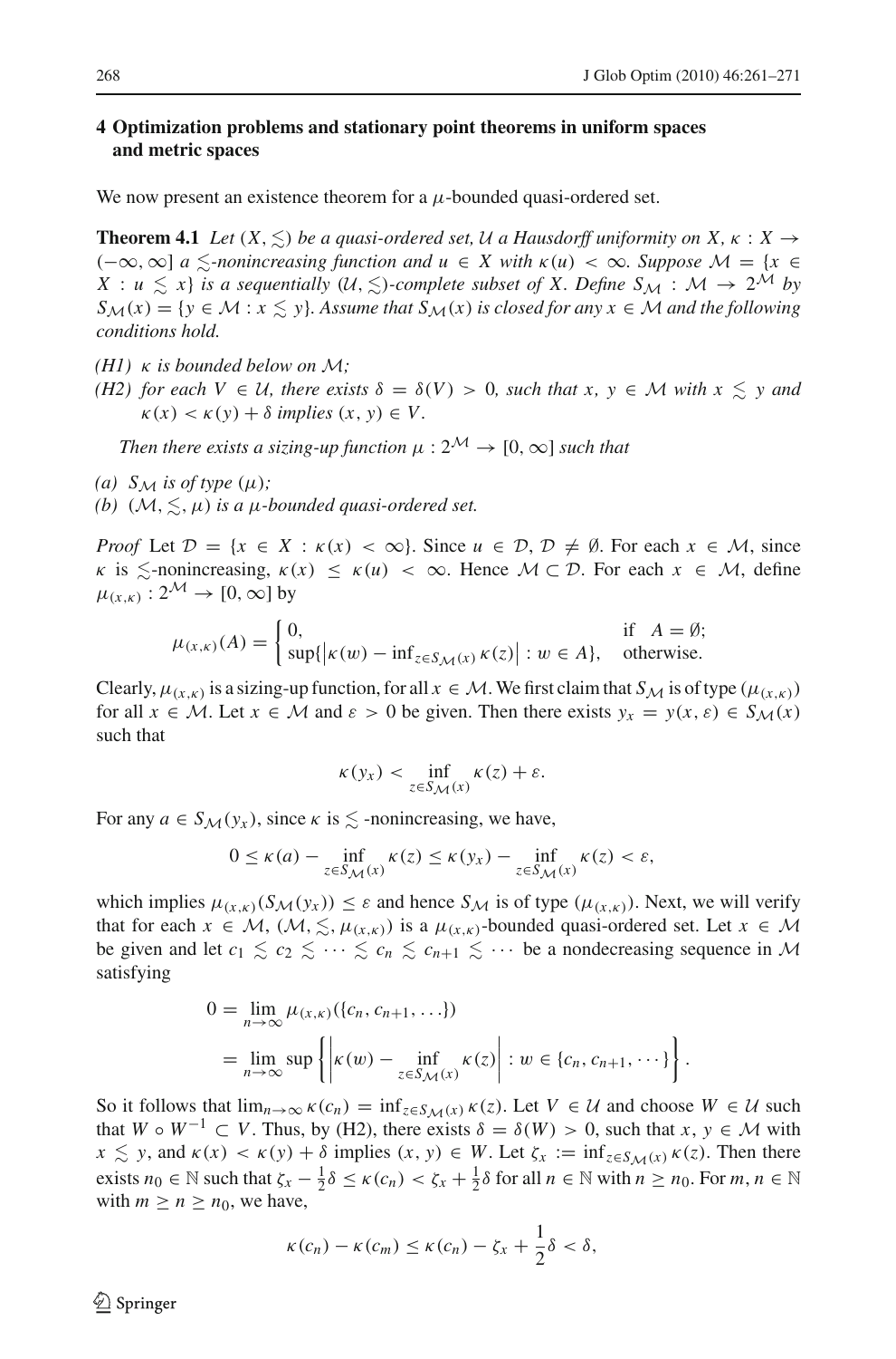## 4 Optimization problems and stationary point theorems in uniform spaces and metric spaces

We now present an existence theorem for a $\mu$-bounded quasi-ordered set.

**Theorem 4.1** *Let $(X, \lesssim)$ be a quasi-ordered set, $\mathcal{U}$ a Hausdorff uniformity on $X$, $\kappa : X \to (-\infty, \infty]$ a $\lesssim$-nonincreasing function and $u \in X$ with $\kappa(u) < \infty$. Suppose $\mathcal{M} = \{x \in X : u \lesssim x\}$ is a sequentially $(\mathcal{U}, \lesssim)$-complete subset of $X$. Define $S_{\mathcal{M}} : \mathcal{M} \to 2^{\mathcal{M}}$ by $S_{\mathcal{M}}(x) = \{y \in \mathcal{M} : x \lesssim y\}$. Assume that $S_{\mathcal{M}}(x)$ is closed for any $x \in \mathcal{M}$ and the following conditions hold.*

*(H1) $\kappa$ is bounded below on $\mathcal{M}$;*

*(H2) for each $V \in \mathcal{U}$, there exists $\delta = \delta(V) > 0$, such that $x, y \in \mathcal{M}$ with $x \lesssim y$ and $\kappa(x) < \kappa(y) + \delta$ implies $(x, y) \in V$.*

*Then there exists a sizing-up function $\mu : 2^{\mathcal{M}} \to [0, \infty]$ such that*

*(a) $S_{\mathcal{M}}$ is of type $(\mu)$;*

*(b) $(\mathcal{M}, \lesssim, \mu)$ is a $\mu$-bounded quasi-ordered set.*

*Proof* Let $\mathcal{D} = \{x \in X : \kappa(x) < \infty\}$. Since $u \in \mathcal{D}$, $\mathcal{D} \neq \emptyset$. For each $x \in \mathcal{M}$, since $\kappa$ is $\lesssim$-nonincreasing, $\kappa(x) \leq \kappa(u) < \infty$. Hence $\mathcal{M} \subset \mathcal{D}$. For each $x \in \mathcal{M}$, define $\mu_{(x,\kappa)} : 2^{\mathcal{M}} \to [0, \infty]$ by

$$\mu_{(x,\kappa)}(A) = \begin{cases} 0, & \text{if} \quad A = \emptyset; \\ \sup\{\left|\kappa(w) - \inf_{z \in S_{\mathcal{M}}(x)} \kappa(z)\right| : w \in A\}, & \text{otherwise.} \end{cases}$$

Clearly, $\mu_{(x,\kappa)}$ is a sizing-up function, for all $x \in \mathcal{M}$. We first claim that $S_{\mathcal{M}}$ is of type $(\mu_{(x,\kappa)})$ for all $x \in \mathcal{M}$. Let $x \in \mathcal{M}$ and $\varepsilon > 0$ be given. Then there exists $y_x = y(x, \varepsilon) \in S_{\mathcal{M}}(x)$ such that

$$\kappa(y_x) < \inf_{z \in S_{\mathcal{M}}(x)} \kappa(z) + \varepsilon.$$

For any $a \in S_{\mathcal{M}}(y_x)$, since $\kappa$ is $\lesssim$ -nonincreasing, we have,

$$0 \leq \kappa(a) - \inf_{z \in S_{\mathcal{M}}(x)} \kappa(z) \leq \kappa(y_x) - \inf_{z \in S_{\mathcal{M}}(x)} \kappa(z) < \varepsilon,$$

which implies $\mu_{(x,\kappa)}(S_{\mathcal{M}}(y_x)) \leq \varepsilon$ and hence $S_{\mathcal{M}}$ is of type $(\mu_{(x,\kappa)})$. Next, we will verify that for each $x \in \mathcal{M}$, $(\mathcal{M}, \lesssim, \mu_{(x,\kappa)})$ is a $\mu_{(x,\kappa)}$-bounded quasi-ordered set. Let $x \in \mathcal{M}$ be given and let $c_1 \lesssim c_2 \lesssim \cdots \lesssim c_n \lesssim c_{n+1} \lesssim \cdots$ be a nondecreasing sequence in $\mathcal{M}$ satisfying

$$\begin{aligned} 0 &= \lim_{n \to \infty} \mu_{(x,\kappa)}(\{c_n, c_{n+1}, \ldots\}) \\ &= \lim_{n \to \infty} \sup \left\{ \left| \kappa(w) - \inf_{z \in S_{\mathcal{M}}(x)} \kappa(z) \right| : w \in \{c_n, c_{n+1}, \cdots\} \right\}. \end{aligned}$$

So it follows that $\lim_{n \to \infty} \kappa(c_n) = \inf_{z \in S_{\mathcal{M}}(x)} \kappa(z)$. Let $V \in \mathcal{U}$ and choose $W \in \mathcal{U}$ such that $W \circ W^{-1} \subset V$. Thus, by (H2), there exists $\delta = \delta(W) > 0$, such that $x, y \in \mathcal{M}$ with $x \lesssim y$, and $\kappa(x) < \kappa(y) + \delta$ implies $(x, y) \in W$. Let $\zeta_x := \inf_{z \in S_{\mathcal{M}}(x)} \kappa(z)$. Then there exists $n_0 \in \mathbb{N}$ such that $\zeta_x - \frac{1}{2}\delta \leq \kappa(c_n) < \zeta_x + \frac{1}{2}\delta$ for all $n \in \mathbb{N}$ with $n \geq n_0$. For $m, n \in \mathbb{N}$ with $m \geq n \geq n_0$, we have,

$$\kappa(c_n) - \kappa(c_m) \leq \kappa(c_n) - \zeta_x + \frac{1}{2}\delta < \delta,$$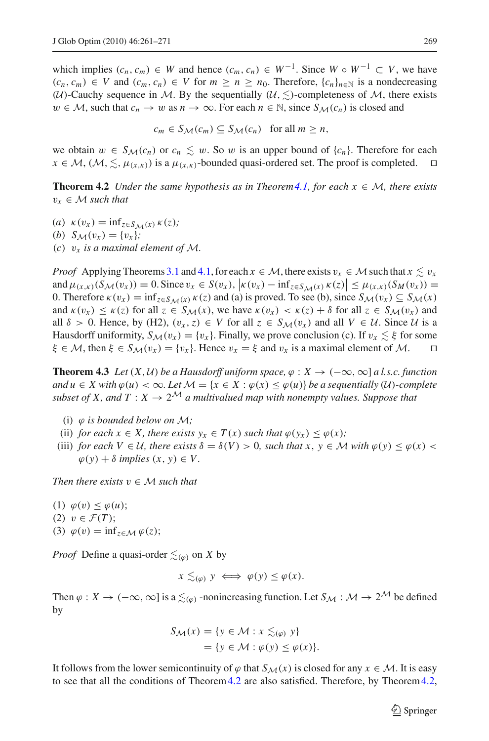which implies $(c_n, c_m) \in W$ and hence $(c_m, c_n) \in W^{-1}$. Since $W \circ W^{-1} \subset V$, we have $(c_n, c_m) \in V$ and $(c_m, c_n) \in V$ for $m \geq n \geq n_0$. Therefore, $\{c_n\}_{n \in \mathbb{N}}$ is a nondecreasing $(\mathcal{U})$-Cauchy sequence in $\mathcal{M}$. By the sequentially $(\mathcal{U}, \lesssim)$-completeness of $\mathcal{M}$, there exists $w \in \mathcal{M}$, such that $c_n \to w$ as $n \to \infty$. For each $n \in \mathbb{N}$, since $S_{\mathcal{M}}(c_n)$ is closed and

$$c_m \in S_{\mathcal{M}}(c_m) \subseteq S_{\mathcal{M}}(c_n) \quad \text{for all } m \geq n,$$

we obtain $w \in S_{\mathcal{M}}(c_n)$ or $c_n \lesssim w$. So $w$ is an upper bound of $\{c_n\}$. Therefore for each $x \in \mathcal{M}$, $(\mathcal{M}, \lesssim, \mu_{(x,\kappa)})$ is a $\mu_{(x,\kappa)}$-bounded quasi-ordered set. The proof is completed. $\square$

**Theorem 4.2** *Under the same hypothesis as in Theorem 4.1, for each $x \in \mathcal{M}$, there exists $v_x \in \mathcal{M}$ such that*

(*a*) $\kappa(v_x) = \inf_{z \in S_{\mathcal{M}}(x)} \kappa(z)$;
(*b*) $S_{\mathcal{M}}(v_x) = \{v_x\}$;
(*c*) *$v_x$ is a maximal element of $\mathcal{M}$.*

*Proof* Applying Theorems 3.1 and 4.1, for each $x \in \mathcal{M}$, there exists $v_x \in \mathcal{M}$ such that $x \lesssim v_x$ and $\mu_{(x,\kappa)}(S_{\mathcal{M}}(v_x)) = 0$. Since $v_x \in S(v_x)$, $\left|\kappa(v_x) - \inf_{z \in S_{\mathcal{M}}(x)} \kappa(z)\right| \leq \mu_{(x,\kappa)}(S_M(v_x)) = 0$. Therefore $\kappa(v_x) = \inf_{z \in S_{\mathcal{M}}(x)} \kappa(z)$ and (a) is proved. To see (b), since $S_{\mathcal{M}}(v_x) \subseteq S_{\mathcal{M}}(x)$ and $\kappa(v_x) \leq \kappa(z)$ for all $z \in S_{\mathcal{M}}(x)$, we have $\kappa(v_x) < \kappa(z) + \delta$ for all $z \in S_{\mathcal{M}}(v_x)$ and all $\delta > 0$. Hence, by (H2), $(v_x, z) \in V$ for all $z \in S_{\mathcal{M}}(v_x)$ and all $V \in \mathcal{U}$. Since $\mathcal{U}$ is a Hausdorff uniformity, $S_{\mathcal{M}}(v_x) = \{v_x\}$. Finally, we prove conclusion (c). If $v_x \lesssim \xi$ for some $\xi \in \mathcal{M}$, then $\xi \in S_{\mathcal{M}}(v_x) = \{v_x\}$. Hence $v_x = \xi$ and $v_x$ is a maximal element of $\mathcal{M}$. $\square$

**Theorem 4.3** *Let $(X, \mathcal{U})$ be a Hausdorff uniform space, $\varphi : X \to (-\infty, \infty]$ a l.s.c. function and $u \in X$ with $\varphi(u) < \infty$. Let $\mathcal{M} = \{x \in X : \varphi(x) \leq \varphi(u)\}$ be a sequentially $(\mathcal{U})$-complete subset of $X$, and $T : X \to 2^{\mathcal{M}}$ a multivalued map with nonempty values. Suppose that*

(i) *$\varphi$ is bounded below on $\mathcal{M}$;*
(ii) *for each $x \in X$, there exists $y_x \in T(x)$ such that $\varphi(y_x) \leq \varphi(x)$;*
(iii) *for each $V \in \mathcal{U}$, there exists $\delta = \delta(V) > 0$, such that $x, y \in \mathcal{M}$ with $\varphi(y) \leq \varphi(x) < \varphi(y) + \delta$ implies $(x, y) \in V$.*

*Then there exists $v \in \mathcal{M}$ such that*

(1) $\varphi(v) \leq \varphi(u)$;
(2) $v \in \mathcal{F}(T)$;
(3) $\varphi(v) = \inf_{z \in \mathcal{M}} \varphi(z)$;

*Proof* Define a quasi-order $\lesssim_{(\varphi)}$ on $X$ by

$$x \lesssim_{(\varphi)} y \iff \varphi(y) \leq \varphi(x).$$

Then $\varphi : X \to (-\infty, \infty]$ is a $\lesssim_{(\varphi)}$-nonincreasing function. Let $S_{\mathcal{M}} : \mathcal{M} \to 2^{\mathcal{M}}$ be defined by

$$\begin{aligned} S_{\mathcal{M}}(x) &= \{y \in \mathcal{M} : x \lesssim_{(\varphi)} y\} \\ &= \{y \in \mathcal{M} : \varphi(y) \leq \varphi(x)\}. \end{aligned}$$

It follows from the lower semicontinuity of $\varphi$ that $S_{\mathcal{M}}(x)$ is closed for any $x \in \mathcal{M}$. It is easy to see that all the conditions of Theorem 4.2 are also satisfied. Therefore, by Theorem 4.2,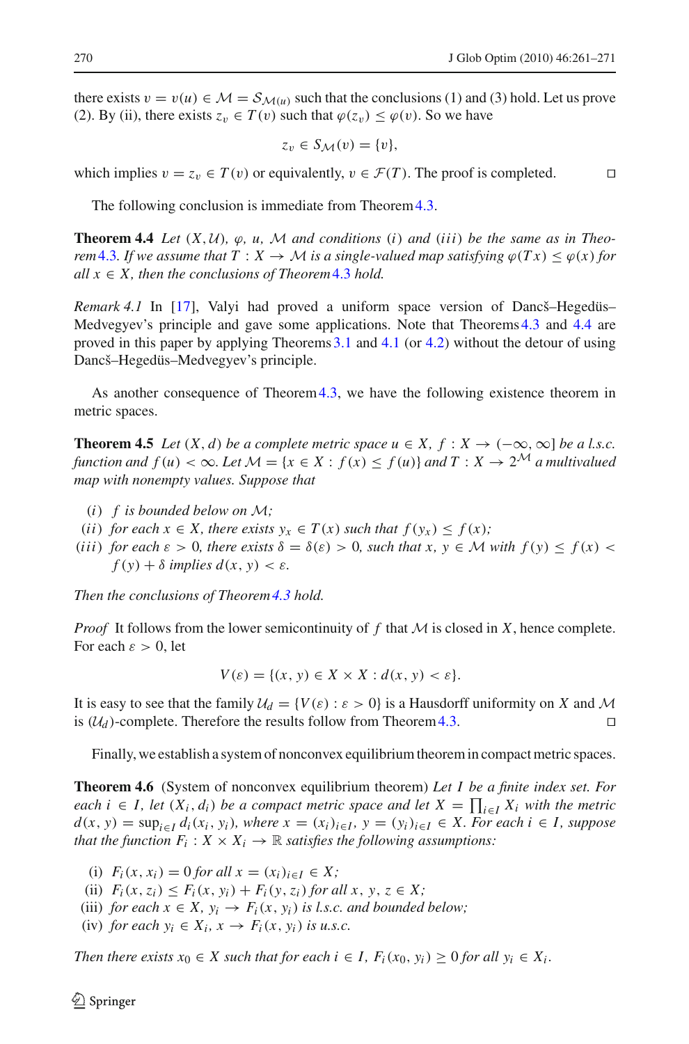there exists $v = v(u) \in \mathcal{M} = \mathcal{S}_{\mathcal{M}(u)}$ such that the conclusions (1) and (3) hold. Let us prove (2). By (ii), there exists $z_v \in T(v)$ such that $\varphi(z_v) \le \varphi(v)$. So we have

$$z_v \in S_{\mathcal{M}}(v) = \{v\},$$

which implies $v = z_v \in T(v)$ or equivalently, $v \in \mathcal{F}(T)$. The proof is completed. □

The following conclusion is immediate from Theorem 4.3.

**Theorem 4.4** *Let $(X, \mathcal{U})$, $\varphi$, $u$, $\mathcal{M}$ and conditions $(i)$ and $(iii)$ be the same as in Theorem 4.3. If we assume that $T : X \to \mathcal{M}$ is a single-valued map satisfying $\varphi(Tx) \le \varphi(x)$ for all $x \in X$, then the conclusions of Theorem 4.3 hold.*

*Remark 4.1* In [17], Valyi had proved a uniform space version of Dancš–Hegedüs–Medvegyev's principle and gave some applications. Note that Theorems 4.3 and 4.4 are proved in this paper by applying Theorems 3.1 and 4.1 (or 4.2) without the detour of using Dancš–Hegedüs–Medvegyev's principle.

As another consequence of Theorem 4.3, we have the following existence theorem in metric spaces.

**Theorem 4.5** *Let $(X, d)$ be a complete metric space $u \in X$, $f : X \to (-\infty, \infty]$ be a l.s.c. function and $f(u) < \infty$. Let $\mathcal{M} = \{x \in X : f(x) \le f(u)\}$ and $T : X \to 2^{\mathcal{M}}$ a multivalued map with nonempty values. Suppose that*

- $(i)$ *$f$ is bounded below on $\mathcal{M}$;*
- $(ii)$ *for each $x \in X$, there exists $y_x \in T(x)$ such that $f(y_x) \le f(x)$;*
- $(iii)$ *for each $\varepsilon > 0$, there exists $\delta = \delta(\varepsilon) > 0$, such that $x, y \in \mathcal{M}$ with $f(y) \le f(x) < f(y) + \delta$ implies $d(x, y) < \varepsilon$.*

*Then the conclusions of Theorem 4.3 hold.*

*Proof* It follows from the lower semicontinuity of $f$ that $\mathcal{M}$ is closed in $X$, hence complete. For each $\varepsilon > 0$, let

$$V(\varepsilon) = \{(x, y) \in X \times X : d(x, y) < \varepsilon\}.$$

It is easy to see that the family $\mathcal{U}_d = \{V(\varepsilon) : \varepsilon > 0\}$ is a Hausdorff uniformity on $X$ and $\mathcal{M}$ is $(\mathcal{U}_d)$-complete. Therefore the results follow from Theorem 4.3. □

Finally, we establish a system of nonconvex equilibrium theorem in compact metric spaces.

**Theorem 4.6** (System of nonconvex equilibrium theorem) *Let $I$ be a finite index set. For each $i \in I$, let $(X_i, d_i)$ be a compact metric space and let $X = \prod_{i \in I} X_i$ with the metric $d(x, y) = \sup_{i \in I} d_i(x_i, y_i)$, where $x = (x_i)_{i \in I}$, $y = (y_i)_{i \in I} \in X$. For each $i \in I$, suppose that the function $F_i : X \times X_i \to \mathbb{R}$ satisfies the following assumptions:*

- (i) *$F_i(x, x_i) = 0$ for all $x = (x_i)_{i \in I} \in X$;*
- (ii) *$F_i(x, z_i) \le F_i(x, y_i) + F_i(y, z_i)$ for all $x, y, z \in X$;*
- (iii) *for each $x \in X$, $y_i \to F_i(x, y_i)$ is l.s.c. and bounded below;*
- (iv) *for each $y_i \in X_i$, $x \to F_i(x, y_i)$ is u.s.c.*

*Then there exists $x_0 \in X$ such that for each $i \in I$, $F_i(x_0, y_i) \ge 0$ for all $y_i \in X_i$.*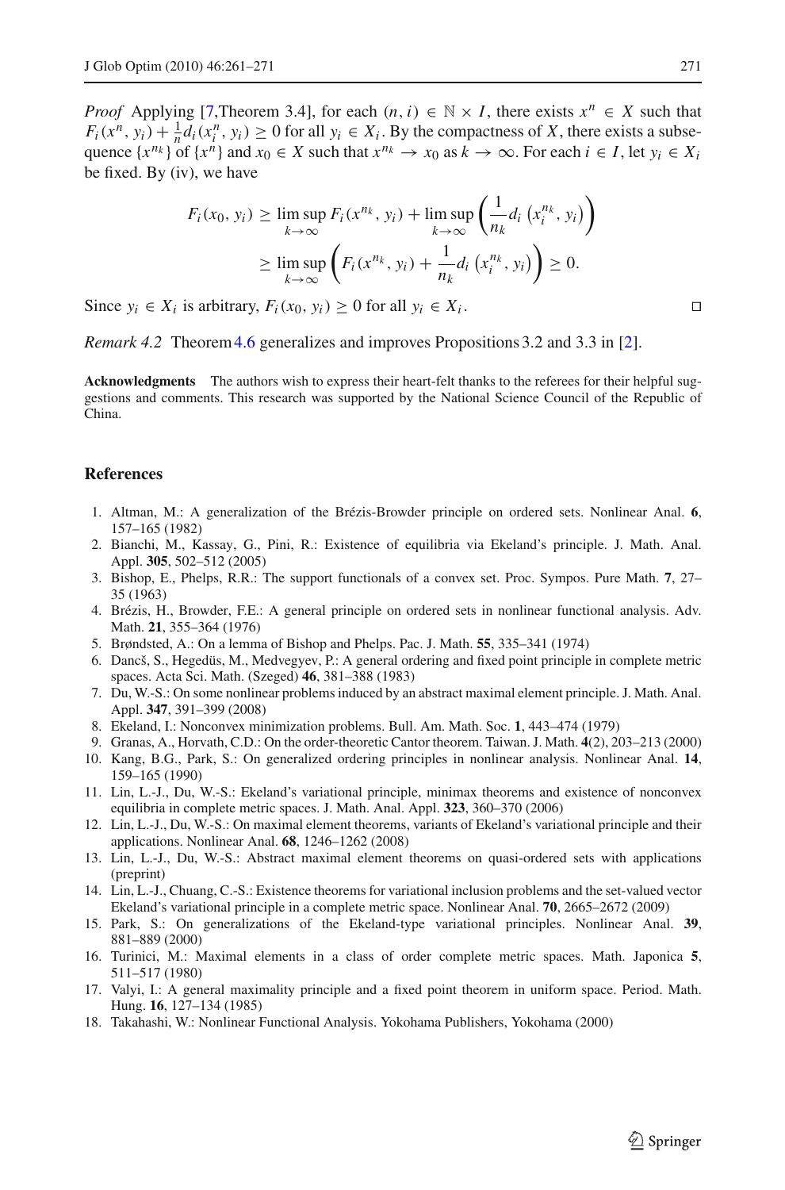*Proof* Applying [7,Theorem 3.4], for each $(n, i) \in \mathbb{N} \times I$, there exists $x^n \in X$ such that $F_i(x^n, y_i) + \frac{1}{n} d_i(x_i^n, y_i) \geq 0$ for all $y_i \in X_i$. By the compactness of $X$, there exists a subsequence $\{x^{n_k}\}$ of $\{x^n\}$ and $x_0 \in X$ such that $x^{n_k} \to x_0$ as $k \to \infty$. For each $i \in I$, let $y_i \in X_i$ be fixed. By (iv), we have

$$
\begin{aligned}
F_i(x_0, y_i) &\geq \limsup_{k \to \infty} F_i(x^{n_k}, y_i) + \limsup_{k \to \infty} \left( \frac{1}{n_k} d_i\left(x_i^{n_k}, y_i\right) \right) \\
&\geq \limsup_{k \to \infty} \left( F_i(x^{n_k}, y_i) + \frac{1}{n_k} d_i\left(x_i^{n_k}, y_i\right) \right) \geq 0.
\end{aligned}
$$

Since $y_i \in X_i$ is arbitrary, $F_i(x_0, y_i) \geq 0$ for all $y_i \in X_i$. □

*Remark 4.2* Theorem 4.6 generalizes and improves Propositions 3.2 and 3.3 in [2].

**Acknowledgments** The authors wish to express their heart-felt thanks to the referees for their helpful suggestions and comments. This research was supported by the National Science Council of the Republic of China.

## References

1. Altman, M.: A generalization of the Brézis-Browder principle on ordered sets. Nonlinear Anal. **6**, 157–165 (1982)
2. Bianchi, M., Kassay, G., Pini, R.: Existence of equilibria via Ekeland's principle. J. Math. Anal. Appl. **305**, 502–512 (2005)
3. Bishop, E., Phelps, R.R.: The support functionals of a convex set. Proc. Sympos. Pure Math. **7**, 27–35 (1963)
4. Brézis, H., Browder, F.E.: A general principle on ordered sets in nonlinear functional analysis. Adv. Math. **21**, 355–364 (1976)
5. Brøndsted, A.: On a lemma of Bishop and Phelps. Pac. J. Math. **55**, 335–341 (1974)
6. Dancš, S., Hegedüs, M., Medvegyev, P.: A general ordering and fixed point principle in complete metric spaces. Acta Sci. Math. (Szeged) **46**, 381–388 (1983)
7. Du, W.-S.: On some nonlinear problems induced by an abstract maximal element principle. J. Math. Anal. Appl. **347**, 391–399 (2008)
8. Ekeland, I.: Nonconvex minimization problems. Bull. Am. Math. Soc. **1**, 443–474 (1979)
9. Granas, A., Horvath, C.D.: On the order-theoretic Cantor theorem. Taiwan. J. Math. **4**(2), 203–213 (2000)
10. Kang, B.G., Park, S.: On generalized ordering principles in nonlinear analysis. Nonlinear Anal. **14**, 159–165 (1990)
11. Lin, L.-J., Du, W.-S.: Ekeland's variational principle, minimax theorems and existence of nonconvex equilibria in complete metric spaces. J. Math. Anal. Appl. **323**, 360–370 (2006)
12. Lin, L.-J., Du, W.-S.: On maximal element theorems, variants of Ekeland's variational principle and their applications. Nonlinear Anal. **68**, 1246–1262 (2008)
13. Lin, L.-J., Du, W.-S.: Abstract maximal element theorems on quasi-ordered sets with applications (preprint)
14. Lin, L.-J., Chuang, C.-S.: Existence theorems for variational inclusion problems and the set-valued vector Ekeland's variational principle in a complete metric space. Nonlinear Anal. **70**, 2665–2672 (2009)
15. Park, S.: On generalizations of the Ekeland-type variational principles. Nonlinear Anal. **39**, 881–889 (2000)
16. Turinici, M.: Maximal elements in a class of order complete metric spaces. Math. Japonica **5**, 511–517 (1980)
17. Valyi, I.: A general maximality principle and a fixed point theorem in uniform space. Period. Math. Hung. **16**, 127–134 (1985)
18. Takahashi, W.: Nonlinear Functional Analysis. Yokohama Publishers, Yokohama (2000)